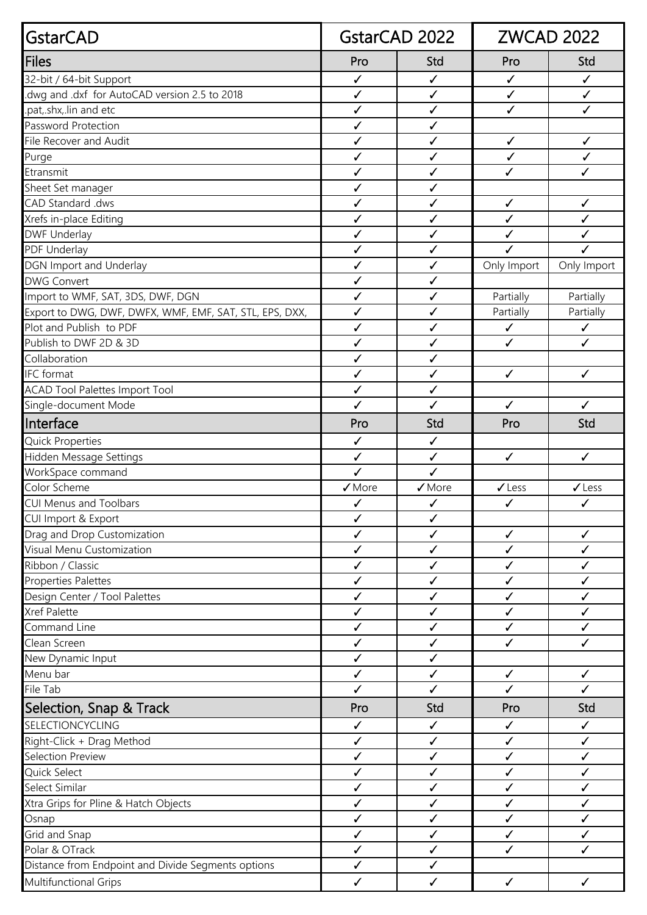| GstarCAD | GstarCAD 2022 | | ZWCAD 2022 | |
|---|---|---|---|---|
| Files | Pro | Std | Pro | Std |
| 32-bit / 64-bit Support | ✓ | ✓ | ✓ | ✓ |
| .dwg and .dxf for AutoCAD version 2.5 to 2018 | ✓ | ✓ | ✓ | ✓ |
| .pat,.shx,.lin and etc | ✓ | ✓ | ✓ | ✓ |
| Password Protection | ✓ | ✓ | | |
| File Recover and Audit | ✓ | ✓ | ✓ | ✓ |
| Purge | ✓ | ✓ | ✓ | ✓ |
| Etransmit | ✓ | ✓ | ✓ | ✓ |
| Sheet Set manager | ✓ | ✓ | | |
| CAD Standard .dws | ✓ | ✓ | ✓ | ✓ |
| Xrefs in-place Editing | ✓ | ✓ | ✓ | ✓ |
| DWF Underlay | ✓ | ✓ | ✓ | ✓ |
| PDF Underlay | ✓ | ✓ | ✓ | ✓ |
| DGN Import and Underlay | ✓ | ✓ | Only Import | Only Import |
| DWG Convert | ✓ | ✓ | | |
| Import to WMF, SAT, 3DS, DWF, DGN | ✓ | ✓ | Partially | Partially |
| Export to DWG, DWF, DWFX, WMF, EMF, SAT, STL, EPS, DXX, | ✓ | ✓ | Partially | Partially |
| Plot and Publish to PDF | ✓ | ✓ | ✓ | ✓ |
| Publish to DWF 2D & 3D | ✓ | ✓ | ✓ | ✓ |
| Collaboration | ✓ | ✓ | | |
| IFC format | ✓ | ✓ | ✓ | ✓ |
| ACAD Tool Palettes Import Tool | ✓ | ✓ | | |
| Single-document Mode | ✓ | ✓ | ✓ | ✓ |
| Interface | Pro | Std | Pro | Std |
| Quick Properties | ✓ | ✓ | | |
| Hidden Message Settings | ✓ | ✓ | ✓ | ✓ |
| WorkSpace command | ✓ | ✓ | | |
| Color Scheme | ✓More | ✓More | ✓Less | ✓Less |
| CUI Menus and Toolbars | ✓ | ✓ | ✓ | ✓ |
| CUI Import & Export | ✓ | ✓ | | |
| Drag and Drop Customization | ✓ | ✓ | ✓ | ✓ |
| Visual Menu Customization | ✓ | ✓ | ✓ | ✓ |
| Ribbon / Classic | ✓ | ✓ | ✓ | ✓ |
| Properties Palettes | ✓ | ✓ | ✓ | ✓ |
| Design Center / Tool Palettes | ✓ | ✓ | ✓ | ✓ |
| Xref Palette | ✓ | ✓ | ✓ | ✓ |
| Command Line | ✓ | ✓ | ✓ | ✓ |
| Clean Screen | ✓ | ✓ | ✓ | ✓ |
| New Dynamic Input | ✓ | ✓ | | |
| Menu bar | ✓ | ✓ | ✓ | ✓ |
| File Tab | ✓ | ✓ | ✓ | ✓ |
| Selection, Snap & Track | Pro | Std | Pro | Std |
| SELECTIONCYCLING | ✓ | ✓ | ✓ | ✓ |
| Right-Click + Drag Method | ✓ | ✓ | ✓ | ✓ |
| Selection Preview | ✓ | ✓ | ✓ | ✓ |
| Quick Select | ✓ | ✓ | ✓ | ✓ |
| Select Similar | ✓ | ✓ | ✓ | ✓ |
| Xtra Grips for Pline & Hatch Objects | ✓ | ✓ | ✓ | ✓ |
| Osnap | ✓ | ✓ | ✓ | ✓ |
| Grid and Snap | ✓ | ✓ | ✓ | ✓ |
| Polar & OTrack | ✓ | ✓ | ✓ | ✓ |
| Distance from Endpoint and Divide Segments options | ✓ | ✓ | | |
| Multifunctional Grips | ✓ | ✓ | ✓ | ✓ |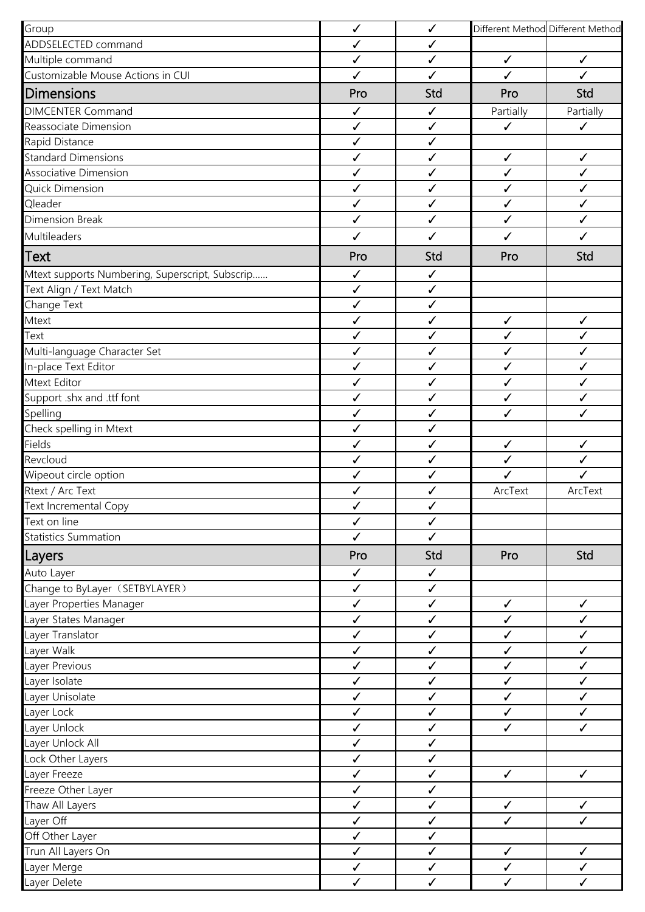| | | | | |
|---|---|---|---|---|
| Group | ✓ | ✓ | Different Method | Different Method |
| ADDSELECTED command | ✓ | ✓ | | |
| Multiple command | ✓ | ✓ | ✓ | ✓ |
| Customizable Mouse Actions in CUI | ✓ | ✓ | ✓ | ✓ |
| **Dimensions** | Pro | Std | Pro | Std |
| DIMCENTER Command | ✓ | ✓ | Partially | Partially |
| Reassociate Dimension | ✓ | ✓ | ✓ | ✓ |
| Rapid Distance | ✓ | ✓ | | |
| Standard Dimensions | ✓ | ✓ | ✓ | ✓ |
| Associative Dimension | ✓ | ✓ | ✓ | ✓ |
| Quick Dimension | ✓ | ✓ | ✓ | ✓ |
| Qleader | ✓ | ✓ | ✓ | ✓ |
| Dimension Break | ✓ | ✓ | ✓ | ✓ |
| Multileaders | ✓ | ✓ | ✓ | ✓ |
| **Text** | Pro | Std | Pro | Std |
| Mtext supports Numbering, Superscript, Subscrip...... | ✓ | ✓ | | |
| Text Align / Text Match | ✓ | ✓ | | |
| Change Text | ✓ | ✓ | | |
| Mtext | ✓ | ✓ | ✓ | ✓ |
| Text | ✓ | ✓ | ✓ | ✓ |
| Multi-language Character Set | ✓ | ✓ | ✓ | ✓ |
| In-place Text Editor | ✓ | ✓ | ✓ | ✓ |
| Mtext Editor | ✓ | ✓ | ✓ | ✓ |
| Support .shx and .ttf font | ✓ | ✓ | ✓ | ✓ |
| Spelling | ✓ | ✓ | ✓ | ✓ |
| Check spelling in Mtext | ✓ | ✓ | | |
| Fields | ✓ | ✓ | ✓ | ✓ |
| Revcloud | ✓ | ✓ | ✓ | ✓ |
| Wipeout circle option | ✓ | ✓ | ✓ | ✓ |
| Rtext / Arc Text | ✓ | ✓ | ArcText | ArcText |
| Text Incremental Copy | ✓ | ✓ | | |
| Text on line | ✓ | ✓ | | |
| Statistics Summation | ✓ | ✓ | | |
| **Layers** | Pro | Std | Pro | Std |
| Auto Layer | ✓ | ✓ | | |
| Change to ByLayer（SETBYLAYER） | ✓ | ✓ | | |
| Layer Properties Manager | ✓ | ✓ | ✓ | ✓ |
| Layer States Manager | ✓ | ✓ | ✓ | ✓ |
| Layer Translator | ✓ | ✓ | ✓ | ✓ |
| Layer Walk | ✓ | ✓ | ✓ | ✓ |
| Layer Previous | ✓ | ✓ | ✓ | ✓ |
| Layer Isolate | ✓ | ✓ | ✓ | ✓ |
| Layer Unisolate | ✓ | ✓ | ✓ | ✓ |
| Layer Lock | ✓ | ✓ | ✓ | ✓ |
| Layer Unlock | ✓ | ✓ | ✓ | ✓ |
| Layer Unlock All | ✓ | ✓ | | |
| Lock Other Layers | ✓ | ✓ | | |
| Layer Freeze | ✓ | ✓ | ✓ | ✓ |
| Freeze Other Layer | ✓ | ✓ | | |
| Thaw All Layers | ✓ | ✓ | ✓ | ✓ |
| Layer Off | ✓ | ✓ | ✓ | ✓ |
| Off Other Layer | ✓ | ✓ | | |
| Trun All Layers On | ✓ | ✓ | ✓ | ✓ |
| Layer Merge | ✓ | ✓ | ✓ | ✓ |
| Layer Delete | ✓ | ✓ | ✓ | ✓ |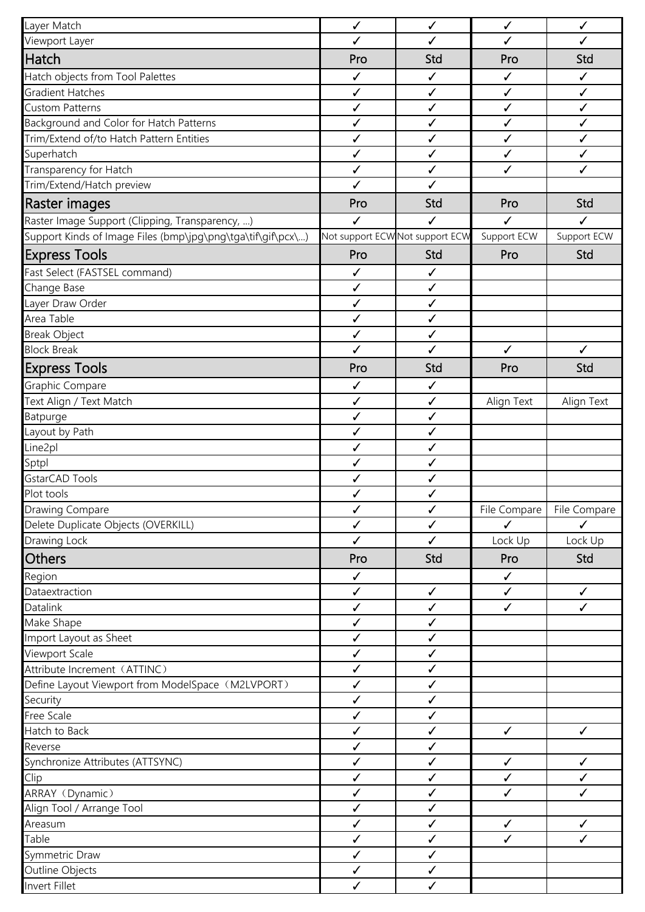| Layer Match | ✓ | ✓ | ✓ | ✓ |
|---|---|---|---|---|
| Viewport Layer | ✓ | ✓ | ✓ | ✓ |
| **Hatch** | **Pro** | **Std** | **Pro** | **Std** |
| Hatch objects from Tool Palettes | ✓ | ✓ | ✓ | ✓ |
| Gradient Hatches | ✓ | ✓ | ✓ | ✓ |
| Custom Patterns | ✓ | ✓ | ✓ | ✓ |
| Background and Color for Hatch Patterns | ✓ | ✓ | ✓ | ✓ |
| Trim/Extend of/to Hatch Pattern Entities | ✓ | ✓ | ✓ | ✓ |
| Superhatch | ✓ | ✓ | ✓ | ✓ |
| Transparency for Hatch | ✓ | ✓ | ✓ | ✓ |
| Trim/Extend/Hatch preview | ✓ | ✓ | | |
| **Raster images** | **Pro** | **Std** | **Pro** | **Std** |
| Raster Image Support (Clipping, Transparency, ...) | ✓ | ✓ | ✓ | ✓ |
| Support Kinds of Image Files (bmp\jpg\png\tga\tif\gif\pcx\...) | Not support ECW | Not support ECW | Support ECW | Support ECW |
| **Express Tools** | **Pro** | **Std** | **Pro** | **Std** |
| Fast Select (FASTSEL command) | ✓ | ✓ | | |
| Change Base | ✓ | ✓ | | |
| Layer Draw Order | ✓ | ✓ | | |
| Area Table | ✓ | ✓ | | |
| Break Object | ✓ | ✓ | | |
| Block Break | ✓ | ✓ | ✓ | ✓ |
| **Express Tools** | **Pro** | **Std** | **Pro** | **Std** |
| Graphic Compare | ✓ | ✓ | | |
| Text Align / Text Match | ✓ | ✓ | Align Text | Align Text |
| Batpurge | ✓ | ✓ | | |
| Layout by Path | ✓ | ✓ | | |
| Line2pl | ✓ | ✓ | | |
| Sptpl | ✓ | ✓ | | |
| GstarCAD Tools | ✓ | ✓ | | |
| Plot tools | ✓ | ✓ | | |
| Drawing Compare | ✓ | ✓ | File Compare | File Compare |
| Delete Duplicate Objects (OVERKILL) | ✓ | ✓ | ✓ | ✓ |
| Drawing Lock | ✓ | ✓ | Lock Up | Lock Up |
| **Others** | **Pro** | **Std** | **Pro** | **Std** |
| Region | ✓ | | ✓ | |
| Dataextraction | ✓ | ✓ | ✓ | ✓ |
| Datalink | ✓ | ✓ | ✓ | ✓ |
| Make Shape | ✓ | ✓ | | |
| Import Layout as Sheet | ✓ | ✓ | | |
| Viewport Scale | ✓ | ✓ | | |
| Attribute Increment（ATTINC） | ✓ | ✓ | | |
| Define Layout Viewport from ModelSpace（M2LVPORT） | ✓ | ✓ | | |
| Security | ✓ | ✓ | | |
| Free Scale | ✓ | ✓ | | |
| Hatch to Back | ✓ | ✓ | ✓ | ✓ |
| Reverse | ✓ | ✓ | | |
| Synchronize Attributes (ATTSYNC) | ✓ | ✓ | ✓ | ✓ |
| Clip | ✓ | ✓ | ✓ | ✓ |
| ARRAY（Dynamic） | ✓ | ✓ | ✓ | ✓ |
| Align Tool / Arrange Tool | ✓ | ✓ | | |
| Areasum | ✓ | ✓ | ✓ | ✓ |
| Table | ✓ | ✓ | ✓ | ✓ |
| Symmetric Draw | ✓ | ✓ | | |
| Outline Objects | ✓ | ✓ | | |
| Invert Fillet | ✓ | ✓ | | |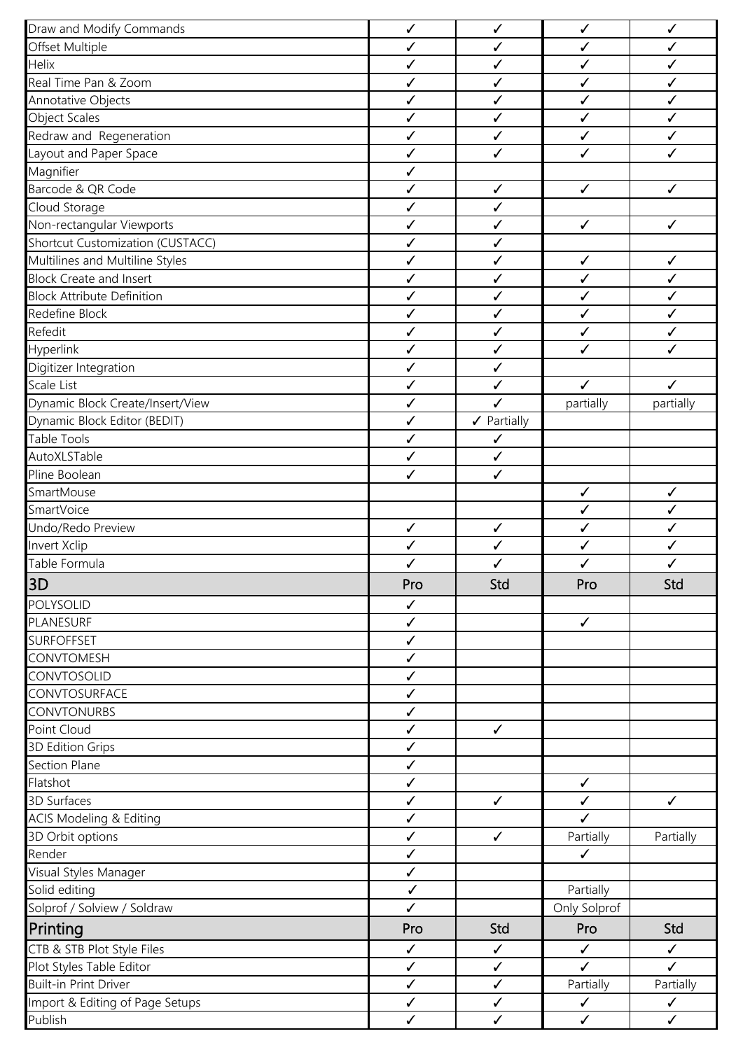| Draw and Modify Commands | ✓ | ✓ | ✓ | ✓ |
|---|---|---|---|---|
| Offset Multiple | ✓ | ✓ | ✓ | ✓ |
| Helix | ✓ | ✓ | ✓ | ✓ |
| Real Time Pan & Zoom | ✓ | ✓ | ✓ | ✓ |
| Annotative Objects | ✓ | ✓ | ✓ | ✓ |
| Object Scales | ✓ | ✓ | ✓ | ✓ |
| Redraw and Regeneration | ✓ | ✓ | ✓ | ✓ |
| Layout and Paper Space | ✓ | ✓ | ✓ | ✓ |
| Magnifier | ✓ | | | |
| Barcode & QR Code | ✓ | ✓ | ✓ | ✓ |
| Cloud Storage | ✓ | ✓ | | |
| Non-rectangular Viewports | ✓ | ✓ | ✓ | ✓ |
| Shortcut Customization (CUSTACC) | ✓ | ✓ | | |
| Multilines and Multiline Styles | ✓ | ✓ | ✓ | ✓ |
| Block Create and Insert | ✓ | ✓ | ✓ | ✓ |
| Block Attribute Definition | ✓ | ✓ | ✓ | ✓ |
| Redefine Block | ✓ | ✓ | ✓ | ✓ |
| Refedit | ✓ | ✓ | ✓ | ✓ |
| Hyperlink | ✓ | ✓ | ✓ | ✓ |
| Digitizer Integration | ✓ | ✓ | | |
| Scale List | ✓ | ✓ | ✓ | ✓ |
| Dynamic Block Create/Insert/View | ✓ | ✓ | partially | partially |
| Dynamic Block Editor (BEDIT) | ✓ | ✓ Partially | | |
| Table Tools | ✓ | ✓ | | |
| AutoXLSTable | ✓ | ✓ | | |
| Pline Boolean | ✓ | ✓ | | |
| SmartMouse | | | ✓ | ✓ |
| SmartVoice | | | ✓ | ✓ |
| Undo/Redo Preview | ✓ | ✓ | ✓ | ✓ |
| Invert Xclip | ✓ | ✓ | ✓ | ✓ |
| Table Formula | ✓ | ✓ | ✓ | ✓ |
| **3D** | **Pro** | **Std** | **Pro** | **Std** |
| POLYSOLID | ✓ | | | |
| PLANESURF | ✓ | | ✓ | |
| SURFOFFSET | ✓ | | | |
| CONVTOMESH | ✓ | | | |
| CONVTOSOLID | ✓ | | | |
| CONVTOSURFACE | ✓ | | | |
| CONVTONURBS | ✓ | | | |
| Point Cloud | ✓ | ✓ | | |
| 3D Edition Grips | ✓ | | | |
| Section Plane | ✓ | | | |
| Flatshot | ✓ | | ✓ | |
| 3D Surfaces | ✓ | ✓ | ✓ | ✓ |
| ACIS Modeling & Editing | ✓ | | ✓ | |
| 3D Orbit options | ✓ | ✓ | Partially | Partially |
| Render | ✓ | | ✓ | |
| Visual Styles Manager | ✓ | | | |
| Solid editing | ✓ | | Partially | |
| Solprof / Solview / Soldraw | ✓ | | Only Solprof | |
| **Printing** | **Pro** | **Std** | **Pro** | **Std** |
| CTB & STB Plot Style Files | ✓ | ✓ | ✓ | ✓ |
| Plot Styles Table Editor | ✓ | ✓ | ✓ | ✓ |
| Built-in Print Driver | ✓ | ✓ | Partially | Partially |
| Import & Editing of Page Setups | ✓ | ✓ | ✓ | ✓ |
| Publish | ✓ | ✓ | ✓ | ✓ |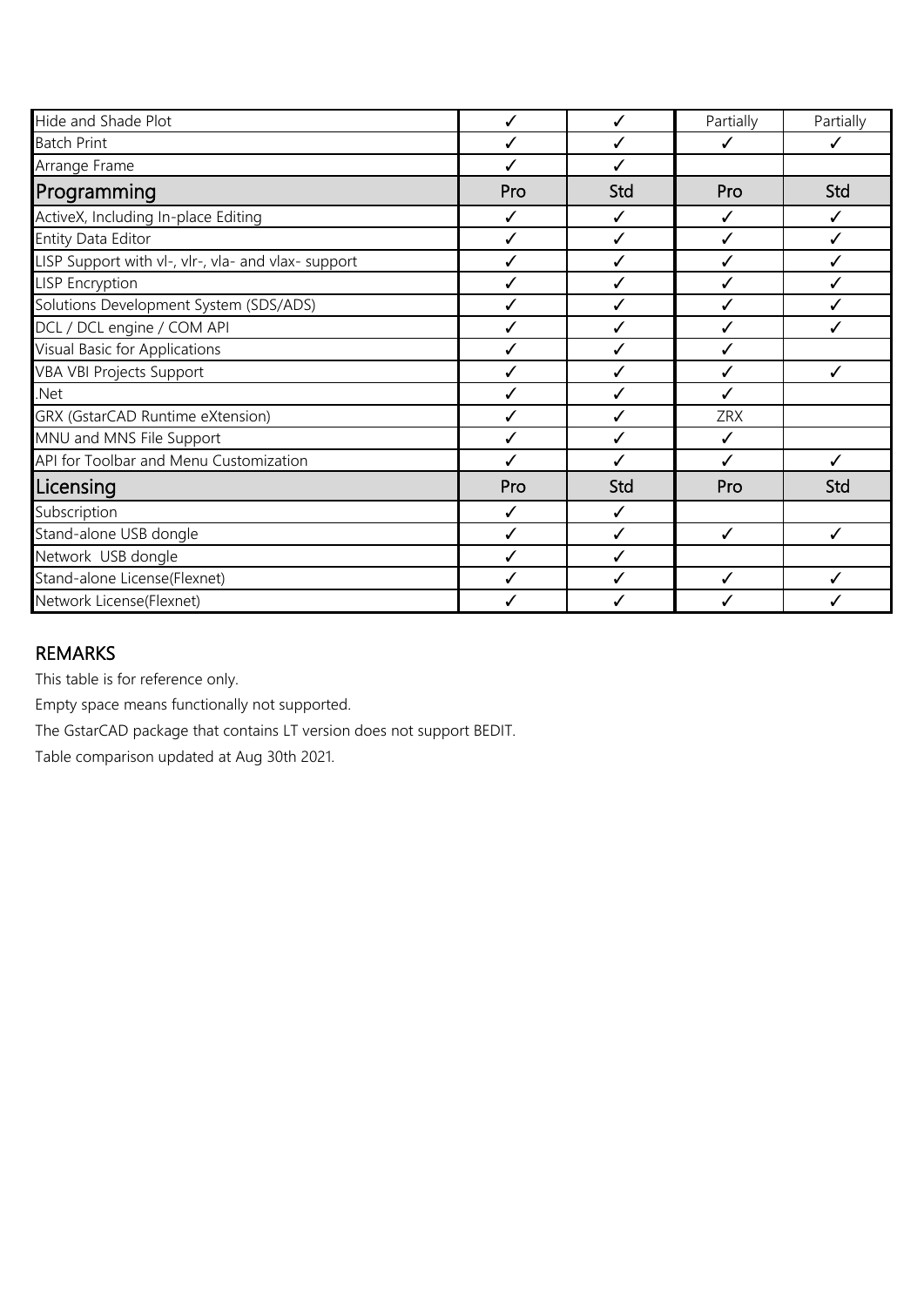| | | | | |
|---|---|---|---|---|
| Hide and Shade Plot | ✓ | ✓ | Partially | Partially |
| Batch Print | ✓ | ✓ | ✓ | ✓ |
| Arrange Frame | ✓ | ✓ | | |
| **Programming** | **Pro** | **Std** | **Pro** | **Std** |
| ActiveX, Including In-place Editing | ✓ | ✓ | ✓ | ✓ |
| Entity Data Editor | ✓ | ✓ | ✓ | ✓ |
| LISP Support with vl-, vlr-, vla- and vlax- support | ✓ | ✓ | ✓ | ✓ |
| LISP Encryption | ✓ | ✓ | ✓ | ✓ |
| Solutions Development System (SDS/ADS) | ✓ | ✓ | ✓ | ✓ |
| DCL / DCL engine / COM API | ✓ | ✓ | ✓ | ✓ |
| Visual Basic for Applications | ✓ | ✓ | ✓ | |
| VBA VBI Projects Support | ✓ | ✓ | ✓ | ✓ |
| .Net | ✓ | ✓ | ✓ | |
| GRX (GstarCAD Runtime eXtension) | ✓ | ✓ | ZRX | |
| MNU and MNS File Support | ✓ | ✓ | ✓ | |
| API for Toolbar and Menu Customization | ✓ | ✓ | ✓ | ✓ |
| **Licensing** | **Pro** | **Std** | **Pro** | **Std** |
| Subscription | ✓ | ✓ | | |
| Stand-alone USB dongle | ✓ | ✓ | ✓ | ✓ |
| Network USB dongle | ✓ | ✓ | | |
| Stand-alone License(Flexnet) | ✓ | ✓ | ✓ | ✓ |
| Network License(Flexnet) | ✓ | ✓ | ✓ | ✓ |

## REMARKS

This table is for reference only.

Empty space means functionally not supported.

The GstarCAD package that contains LT version does not support BEDIT.

Table comparison updated at Aug 30th 2021.